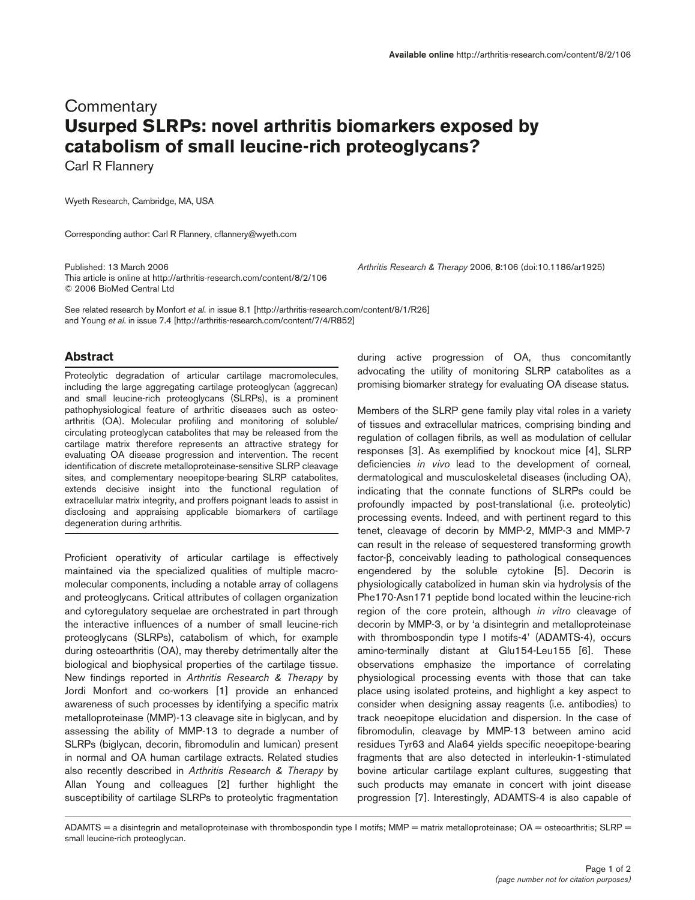# Commentary

# Usurped SLRPs: novel arthritis biomarkers exposed by catabolism of small leucine-rich proteoglycans?

Carl R Flannery

Wyeth Research, Cambridge, MA, USA

Corresponding author: Carl R Flannery, cflannery@wyeth.com

Published: 13 March 2006

This article is online at http://arthritis-research.com/content/8/2/106

© 2006 BioMed Central Ltd

*Arthritis Research & Therapy* 2006, **8**:106 (doi:10.1186/ar1925)

See related research by Monfort *et al*. in issue 8.1 [http://arthritis-research.com/content/8/1/R26] and Young *et al*. in issue 7.4 [http://arthritis-research.com/content/7/4/R852]

## Abstract

Proteolytic degradation of articular cartilage macromolecules, including the large aggregating cartilage proteoglycan (aggrecan) and small leucine-rich proteoglycans (SLRPs), is a prominent pathophysiological feature of arthritic diseases such as osteoarthritis (OA). Molecular profiling and monitoring of soluble/circulating proteoglycan catabolites that may be released from the cartilage matrix therefore represents an attractive strategy for evaluating OA disease progression and intervention. The recent identification of discrete metalloproteinase-sensitive SLRP cleavage sites, and complementary neoepitope-bearing SLRP catabolites, extends decisive insight into the functional regulation of extracellular matrix integrity, and proffers poignant leads to assist in disclosing and appraising applicable biomarkers of cartilage degeneration during arthritis.

Proficient operativity of articular cartilage is effectively maintained via the specialized qualities of multiple macromolecular components, including a notable array of collagens and proteoglycans. Critical attributes of collagen organization and cytoregulatory sequelae are orchestrated in part through the interactive influences of a number of small leucine-rich proteoglycans (SLRPs), catabolism of which, for example during osteoarthritis (OA), may thereby detrimentally alter the biological and biophysical properties of the cartilage tissue. New findings reported in *Arthritis Research & Therapy* by Jordi Monfort and co-workers [1] provide an enhanced awareness of such processes by identifying a specific matrix metalloproteinase (MMP)-13 cleavage site in biglycan, and by assessing the ability of MMP-13 to degrade a number of SLRPs (biglycan, decorin, fibromodulin and lumican) present in normal and OA human cartilage extracts. Related studies also recently described in *Arthritis Research & Therapy* by Allan Young and colleagues [2] further highlight the susceptibility of cartilage SLRPs to proteolytic fragmentation during active progression of OA, thus concomitantly advocating the utility of monitoring SLRP catabolites as a promising biomarker strategy for evaluating OA disease status.

Members of the SLRP gene family play vital roles in a variety of tissues and extracellular matrices, comprising binding and regulation of collagen fibrils, as well as modulation of cellular responses [3]. As exemplified by knockout mice [4], SLRP deficiencies *in vivo* lead to the development of corneal, dermatological and musculoskeletal diseases (including OA), indicating that the connate functions of SLRPs could be profoundly impacted by post-translational (i.e. proteolytic) processing events. Indeed, and with pertinent regard to this tenet, cleavage of decorin by MMP-2, MMP-3 and MMP-7 can result in the release of sequestered transforming growth factor-β, conceivably leading to pathological consequences engendered by the soluble cytokine [5]. Decorin is physiologically catabolized in human skin via hydrolysis of the Phe170-Asn171 peptide bond located within the leucine-rich region of the core protein, although *in vitro* cleavage of decorin by MMP-3, or by 'a disintegrin and metalloproteinase with thrombospondin type I motifs-4' (ADAMTS-4), occurs amino-terminally distant at Glu154-Leu155 [6]. These observations emphasize the importance of correlating physiological processing events with those that can take place using isolated proteins, and highlight a key aspect to consider when designing assay reagents (i.e. antibodies) to track neoepitope elucidation and dispersion. In the case of fibromodulin, cleavage by MMP-13 between amino acid residues Tyr63 and Ala64 yields specific neoepitope-bearing fragments that are also detected in interleukin-1-stimulated bovine articular cartilage explant cultures, suggesting that such products may emanate in concert with joint disease progression [7]. Interestingly, ADAMTS-4 is also capable of

ADAMTS = a disintegrin and metalloproteinase with thrombospondin type I motifs; MMP = matrix metalloproteinase; OA = osteoarthritis; SLRP = small leucine-rich proteoglycan.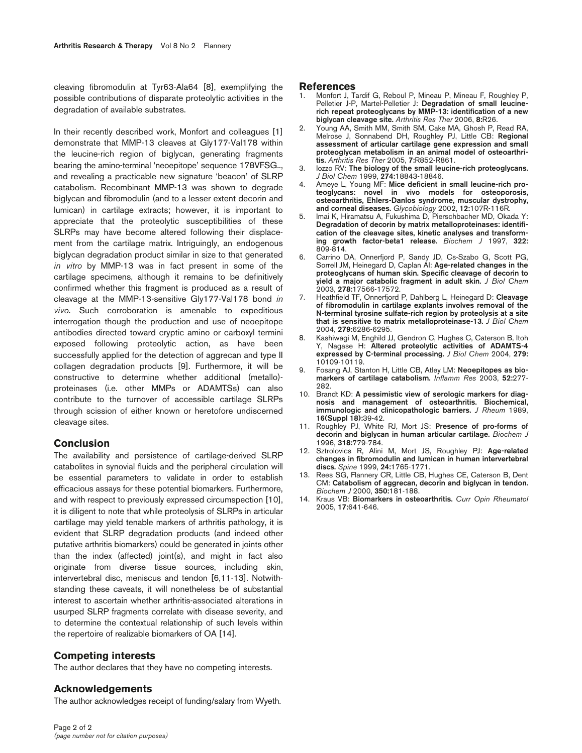cleaving fibromodulin at Tyr63-Ala64 [8], exemplifying the possible contributions of disparate proteolytic activities in the degradation of available substrates.

In their recently described work, Monfort and colleagues [1] demonstrate that MMP-13 cleaves at Gly177-Val178 within the leucine-rich region of biglycan, generating fragments bearing the amino-terminal 'neoepitope' sequence 178VFSG.., and revealing a practicable new signature 'beacon' of SLRP catabolism. Recombinant MMP-13 was shown to degrade biglycan and fibromodulin (and to a lesser extent decorin and lumican) in cartilage extracts; however, it is important to appreciate that the proteolytic susceptibilities of these SLRPs may have become altered following their displacement from the cartilage matrix. Intriguingly, an endogenous biglycan degradation product similar in size to that generated *in vitro* by MMP-13 was in fact present in some of the cartilage specimens, although it remains to be definitively confirmed whether this fragment is produced as a result of cleavage at the MMP-13-sensitive Gly177-Val178 bond *in vivo*. Such corroboration is amenable to expeditious interrogation though the production and use of neoepitope antibodies directed toward cryptic amino or carboxyl termini exposed following proteolytic action, as have been successfully applied for the detection of aggrecan and type II collagen degradation products [9]. Furthermore, it will be constructive to determine whether additional (metallo)-proteinases (i.e. other MMPs or ADAMTSs) can also contribute to the turnover of accessible cartilage SLRPs through scission of either known or heretofore undiscerned cleavage sites.

## Conclusion

The availability and persistence of cartilage-derived SLRP catabolites in synovial fluids and the peripheral circulation will be essential parameters to validate in order to establish efficacious assays for these potential biomarkers. Furthermore, and with respect to previously expressed circumspection [10], it is diligent to note that while proteolysis of SLRPs in articular cartilage may yield tenable markers of arthritis pathology, it is evident that SLRP degradation products (and indeed other putative arthritis biomarkers) could be generated in joints other than the index (affected) joint(s), and might in fact also originate from diverse tissue sources, including skin, intervertebral disc, meniscus and tendon [6,11-13]. Notwithstanding these caveats, it will nonetheless be of substantial interest to ascertain whether arthritis-associated alterations in usurped SLRP fragments correlate with disease severity, and to determine the contextual relationship of such levels within the repertoire of realizable biomarkers of OA [14].

## Competing interests

The author declares that they have no competing interests.

## Acknowledgements

The author acknowledges receipt of funding/salary from Wyeth.

## References

1. Monfort J, Tardif G, Reboul P, Mineau P, Mineau F, Roughley P, Pelletier J-P, Martel-Pelletier J: **Degradation of small leucine-rich repeat proteoglycans by MMP-13: identification of a new biglycan cleavage site.** *Arthritis Res Ther* 2006, **8:**R26.
2. Young AA, Smith MM, Smith SM, Cake MA, Ghosh P, Read RA, Melrose J, Sonnabend DH, Roughley PJ, Little CB: **Regional assessment of articular cartilage gene expression and small proteoglycan metabolism in an animal model of osteoarthritis.** *Arthritis Res Ther* 2005, **7:**R852-R861.
3. Iozzo RV: **The biology of the small leucine-rich proteoglycans.** *J Biol Chem* 1999, **274:**18843-18846.
4. Ameye L, Young MF: **Mice deficient in small leucine-rich proteoglycans: novel in vivo models for osteoporosis, osteoarthritis, Ehlers-Danlos syndrome, muscular dystrophy, and corneal diseases.** *Glycobiology* 2002, **12:**107R-116R.
5. Imai K, Hiramatsu A, Fukushima D, Pierschbacher MD, Okada Y: **Degradation of decorin by matrix metalloproteinases: identification of the cleavage sites, kinetic analyses and transforming growth factor-beta1 release.** *Biochem J* 1997, **322:** 809-814.
6. Carrino DA, Onnerfjord P, Sandy JD, Cs-Szabo G, Scott PG, Sorrell JM, Heinegard D, Caplan AI: **Age-related changes in the proteoglycans of human skin. Specific cleavage of decorin to yield a major catabolic fragment in adult skin.** *J Biol Chem* 2003, **278:**17566-17572.
7. Heathfield TF, Onnerfjord P, Dahlberg L, Heinegard D: **Cleavage of fibromodulin in cartilage explants involves removal of the N-terminal tyrosine sulfate-rich region by proteolysis at a site that is sensitive to matrix metalloproteinase-13.** *J Biol Chem* 2004, **279:**6286-6295.
8. Kashiwagi M, Enghild JJ, Gendron C, Hughes C, Caterson B, Itoh Y, Nagase H: **Altered proteolytic activities of ADAMTS-4 expressed by C-terminal processing.** *J Biol Chem* 2004, **279:** 10109-10119.
9. Fosang AJ, Stanton H, Little CB, Atley LM: **Neoepitopes as biomarkers of cartilage catabolism.** *Inflamm Res* 2003, **52:**277-282.
10. Brandt KD: **A pessimistic view of serologic markers for diagnosis and management of osteoarthritis. Biochemical, immunologic and clinicopathologic barriers.** *J Rheum* 1989, **16(Suppl 18):**39-42.
11. Roughley PJ, White RJ, Mort JS: **Presence of pro-forms of decorin and biglycan in human articular cartilage.** *Biochem J* 1996, **318:**779-784.
12. Sztrolovics R, Alini M, Mort JS, Roughley PJ: **Age-related changes in fibromodulin and lumican in human intervertebral discs.** *Spine* 1999, **24:**1765-1771.
13. Rees SG, Flannery CR, Little CB, Hughes CE, Caterson B, Dent CM: **Catabolism of aggrecan, decorin and biglycan in tendon.** *Biochem J* 2000, **350:**181-188.
14. Kraus VB: **Biomarkers in osteoarthritis.** *Curr Opin Rheumatol* 2005, **17:**641-646.